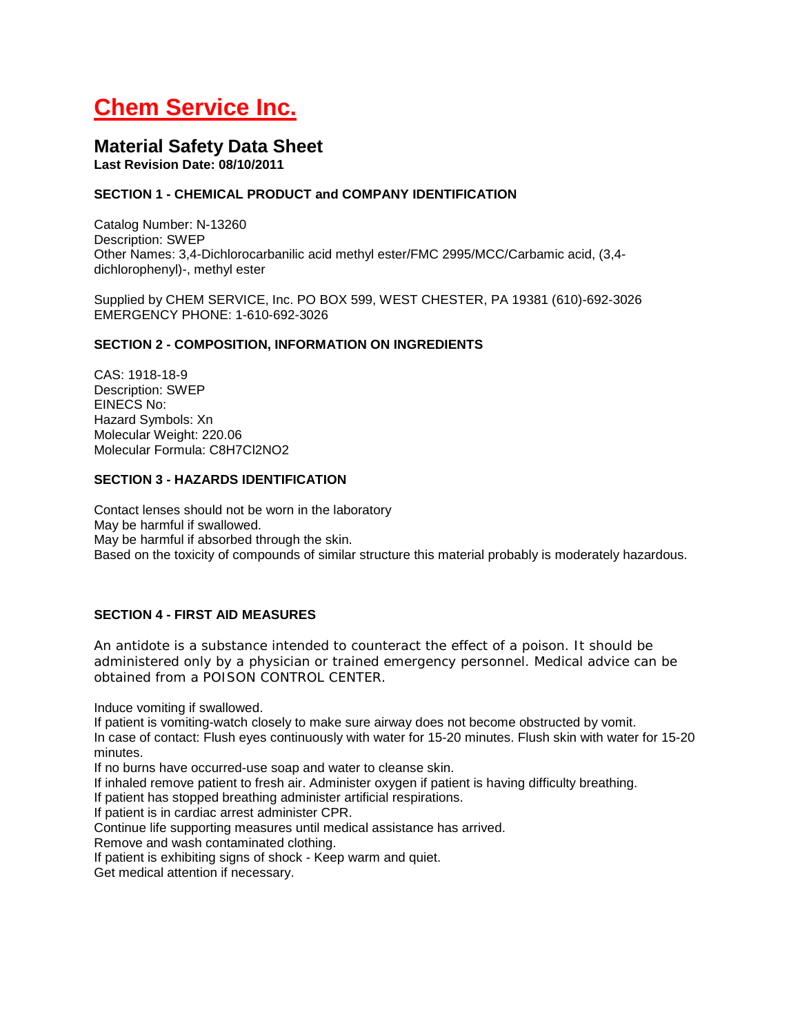# Chem Service Inc.

## Material Safety Data Sheet

**Last Revision Date: 08/10/2011**

### SECTION 1 - CHEMICAL PRODUCT and COMPANY IDENTIFICATION

Catalog Number: N-13260
Description: SWEP
Other Names: 3,4-Dichlorocarbanilic acid methyl ester/FMC 2995/MCC/Carbamic acid, (3,4-dichlorophenyl)-, methyl ester

Supplied by CHEM SERVICE, Inc. PO BOX 599, WEST CHESTER, PA 19381 (610)-692-3026
EMERGENCY PHONE: 1-610-692-3026

### SECTION 2 - COMPOSITION, INFORMATION ON INGREDIENTS

CAS: 1918-18-9
Description: SWEP
EINECS No:
Hazard Symbols: Xn
Molecular Weight: 220.06
Molecular Formula: $C_8H_7Cl_2NO_2$

### SECTION 3 - HAZARDS IDENTIFICATION

Contact lenses should not be worn in the laboratory
May be harmful if swallowed.
May be harmful if absorbed through the skin.
Based on the toxicity of compounds of similar structure this material probably is moderately hazardous.

### SECTION 4 - FIRST AID MEASURES

An antidote is a substance intended to counteract the effect of a poison. It should be administered only by a physician or trained emergency personnel. Medical advice can be obtained from a POISON CONTROL CENTER.

Induce vomiting if swallowed.
If patient is vomiting-watch closely to make sure airway does not become obstructed by vomit.
In case of contact: Flush eyes continuously with water for 15-20 minutes. Flush skin with water for 15-20 minutes.
If no burns have occurred-use soap and water to cleanse skin.
If inhaled remove patient to fresh air. Administer oxygen if patient is having difficulty breathing.
If patient has stopped breathing administer artificial respirations.
If patient is in cardiac arrest administer CPR.
Continue life supporting measures until medical assistance has arrived.
Remove and wash contaminated clothing.
If patient is exhibiting signs of shock - Keep warm and quiet.
Get medical attention if necessary.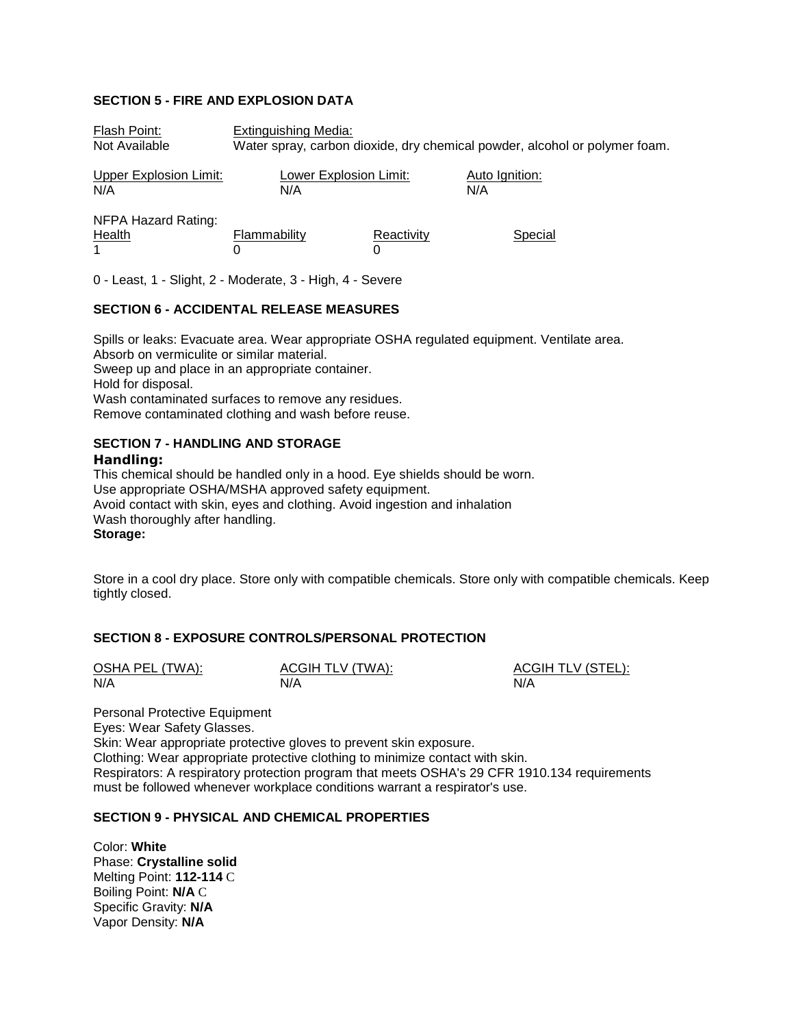## SECTION 5 - FIRE AND EXPLOSION DATA

| Flash Point: | Extinguishing Media: |
|---|---|
| Not Available | Water spray, carbon dioxide, dry chemical powder, alcohol or polymer foam. |

| Upper Explosion Limit: | Lower Explosion Limit: | Auto Ignition: |
|---|---|---|
| N/A | N/A | N/A |

NFPA Hazard Rating:

| Health | Flammability | Reactivity | Special |
|---|---|---|---|
| 1 | 0 | 0 | |

0 - Least, 1 - Slight, 2 - Moderate, 3 - High, 4 - Severe

## SECTION 6 - ACCIDENTAL RELEASE MEASURES

Spills or leaks: Evacuate area. Wear appropriate OSHA regulated equipment. Ventilate area.
Absorb on vermiculite or similar material.
Sweep up and place in an appropriate container.
Hold for disposal.
Wash contaminated surfaces to remove any residues.
Remove contaminated clothing and wash before reuse.

## SECTION 7 - HANDLING AND STORAGE

**Handling:**

This chemical should be handled only in a hood. Eye shields should be worn.
Use appropriate OSHA/MSHA approved safety equipment.
Avoid contact with skin, eyes and clothing. Avoid ingestion and inhalation
Wash thoroughly after handling.

**Storage:**

Store in a cool dry place. Store only with compatible chemicals. Store only with compatible chemicals. Keep tightly closed.

## SECTION 8 - EXPOSURE CONTROLS/PERSONAL PROTECTION

| OSHA PEL (TWA): | ACGIH TLV (TWA): | ACGIH TLV (STEL): |
|---|---|---|
| N/A | N/A | N/A |

Personal Protective Equipment
Eyes: Wear Safety Glasses.
Skin: Wear appropriate protective gloves to prevent skin exposure.
Clothing: Wear appropriate protective clothing to minimize contact with skin.
Respirators: A respiratory protection program that meets OSHA's 29 CFR 1910.134 requirements must be followed whenever workplace conditions warrant a respirator's use.

## SECTION 9 - PHYSICAL AND CHEMICAL PROPERTIES

Color: **White**
Phase: **Crystalline solid**
Melting Point: **112-114** C
Boiling Point: **N/A** C
Specific Gravity: **N/A**
Vapor Density: **N/A**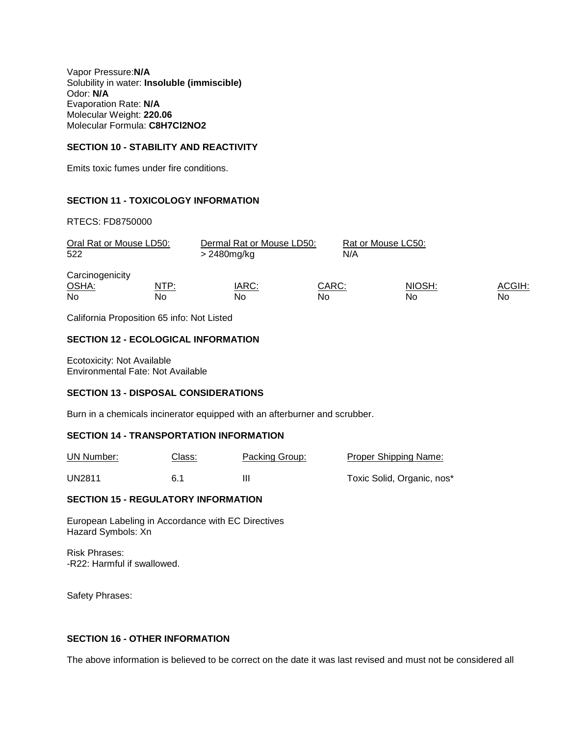Vapor Pressure:**N/A**
Solubility in water: **Insoluble (immiscible)**
Odor: **N/A**
Evaporation Rate: **N/A**
Molecular Weight: **220.06**
Molecular Formula: **C8H7Cl2NO2**

### SECTION 10 - STABILITY AND REACTIVITY

Emits toxic fumes under fire conditions.

### SECTION 11 - TOXICOLOGY INFORMATION

RTECS: FD8750000

| Oral Rat or Mouse LD50: | Dermal Rat or Mouse LD50: | Rat or Mouse LC50: |
|---|---|---|
| 522 | > 2480mg/kg | N/A |

Carcinogenicity

| OSHA: | NTP: | IARC: | CARC: | NIOSH: | ACGIH: |
|---|---|---|---|---|---|
| No | No | No | No | No | No |

California Proposition 65 info: Not Listed

### SECTION 12 - ECOLOGICAL INFORMATION

Ecotoxicity: Not Available
Environmental Fate: Not Available

### SECTION 13 - DISPOSAL CONSIDERATIONS

Burn in a chemicals incinerator equipped with an afterburner and scrubber.

### SECTION 14 - TRANSPORTATION INFORMATION

| UN Number: | Class: | Packing Group: | Proper Shipping Name: |
|---|---|---|---|
| UN2811 | 6.1 | III | Toxic Solid, Organic, nos* |

### SECTION 15 - REGULATORY INFORMATION

European Labeling in Accordance with EC Directives
Hazard Symbols: Xn

Risk Phrases:
-R22: Harmful if swallowed.

Safety Phrases:

### SECTION 16 - OTHER INFORMATION

The above information is believed to be correct on the date it was last revised and must not be considered all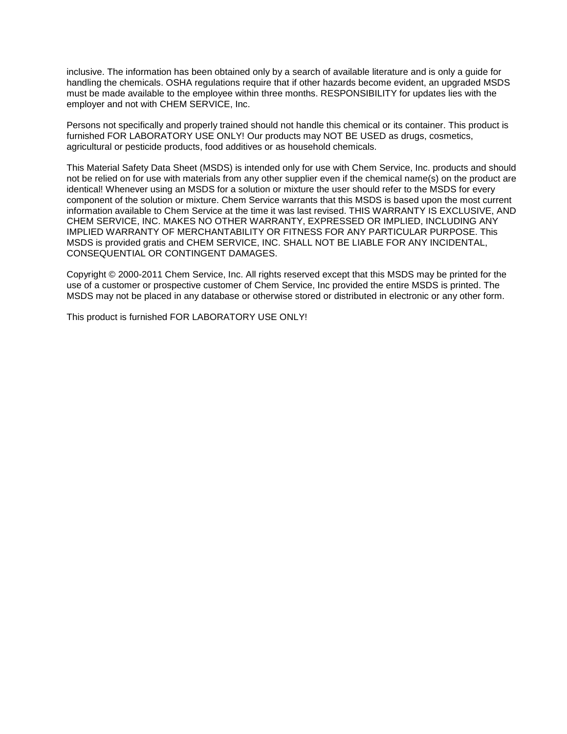inclusive. The information has been obtained only by a search of available literature and is only a guide for handling the chemicals. OSHA regulations require that if other hazards become evident, an upgraded MSDS must be made available to the employee within three months. RESPONSIBILITY for updates lies with the employer and not with CHEM SERVICE, Inc.

Persons not specifically and properly trained should not handle this chemical or its container. This product is furnished FOR LABORATORY USE ONLY! Our products may NOT BE USED as drugs, cosmetics, agricultural or pesticide products, food additives or as household chemicals.

This Material Safety Data Sheet (MSDS) is intended only for use with Chem Service, Inc. products and should not be relied on for use with materials from any other supplier even if the chemical name(s) on the product are identical! Whenever using an MSDS for a solution or mixture the user should refer to the MSDS for every component of the solution or mixture. Chem Service warrants that this MSDS is based upon the most current information available to Chem Service at the time it was last revised. THIS WARRANTY IS EXCLUSIVE, AND CHEM SERVICE, INC. MAKES NO OTHER WARRANTY, EXPRESSED OR IMPLIED, INCLUDING ANY IMPLIED WARRANTY OF MERCHANTABILITY OR FITNESS FOR ANY PARTICULAR PURPOSE. This MSDS is provided gratis and CHEM SERVICE, INC. SHALL NOT BE LIABLE FOR ANY INCIDENTAL, CONSEQUENTIAL OR CONTINGENT DAMAGES.

Copyright © 2000-2011 Chem Service, Inc. All rights reserved except that this MSDS may be printed for the use of a customer or prospective customer of Chem Service, Inc provided the entire MSDS is printed. The MSDS may not be placed in any database or otherwise stored or distributed in electronic or any other form.

This product is furnished FOR LABORATORY USE ONLY!